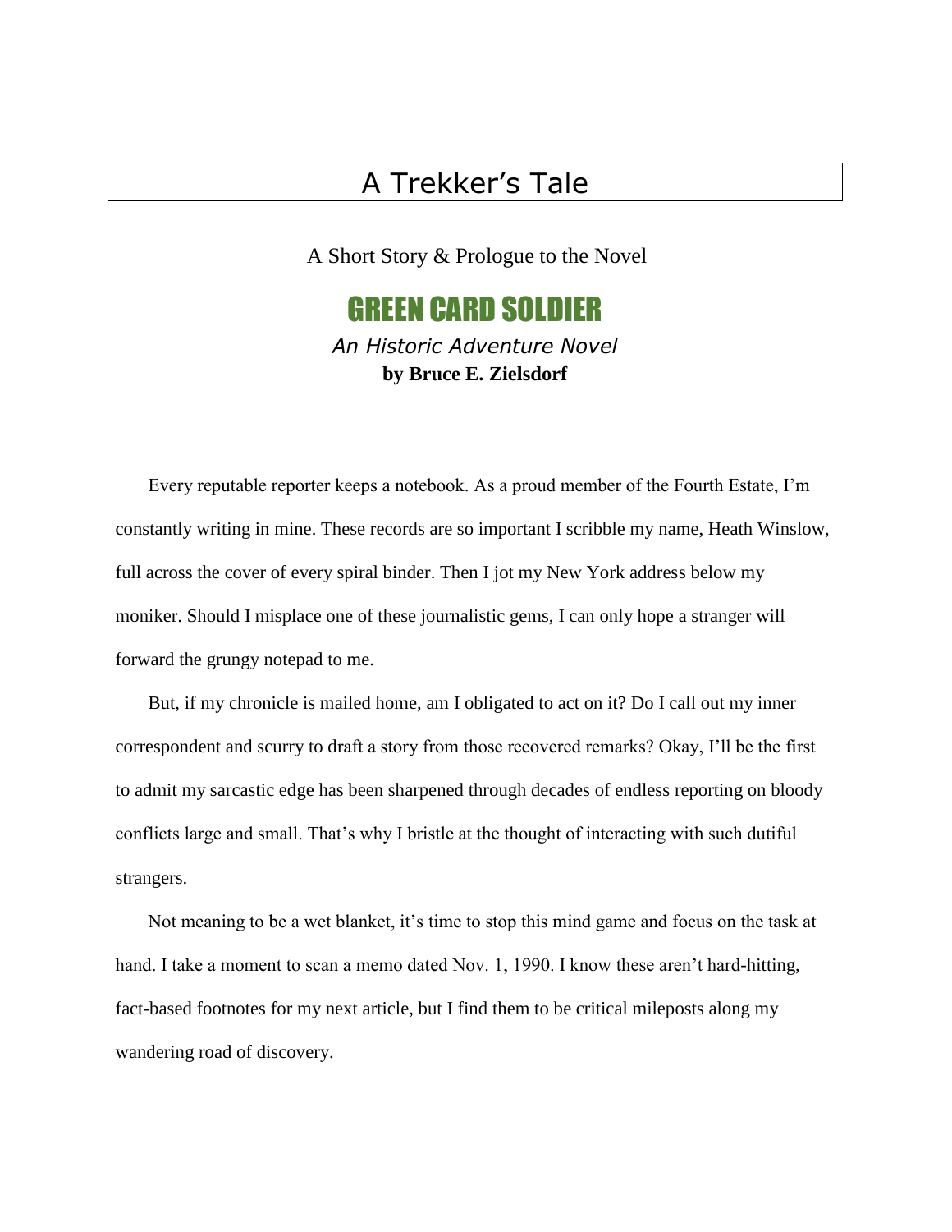# A Trekker's Tale

A Short Story & Prologue to the Novel

## GREEN CARD SOLDIER

*An Historic Adventure Novel*

**by Bruce E. Zielsdorf**

Every reputable reporter keeps a notebook. As a proud member of the Fourth Estate, I'm constantly writing in mine. These records are so important I scribble my name, Heath Winslow, full across the cover of every spiral binder. Then I jot my New York address below my moniker. Should I misplace one of these journalistic gems, I can only hope a stranger will forward the grungy notepad to me.

But, if my chronicle is mailed home, am I obligated to act on it? Do I call out my inner correspondent and scurry to draft a story from those recovered remarks? Okay, I'll be the first to admit my sarcastic edge has been sharpened through decades of endless reporting on bloody conflicts large and small. That's why I bristle at the thought of interacting with such dutiful strangers.

Not meaning to be a wet blanket, it's time to stop this mind game and focus on the task at hand. I take a moment to scan a memo dated Nov. 1, 1990. I know these aren't hard-hitting, fact-based footnotes for my next article, but I find them to be critical mileposts along my wandering road of discovery.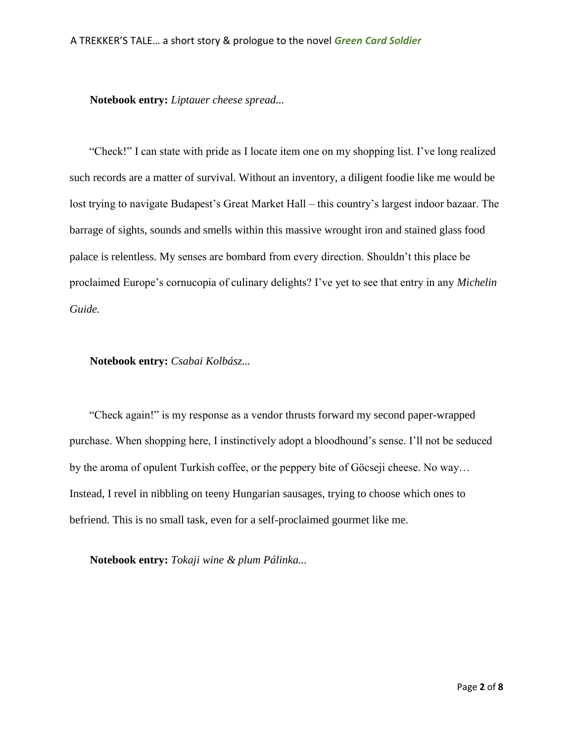**Notebook entry:** *Liptauer cheese spread...*

"Check!" I can state with pride as I locate item one on my shopping list. I've long realized such records are a matter of survival. Without an inventory, a diligent foodie like me would be lost trying to navigate Budapest's Great Market Hall – this country's largest indoor bazaar. The barrage of sights, sounds and smells within this massive wrought iron and stained glass food palace is relentless. My senses are bombard from every direction. Shouldn't this place be proclaimed Europe's cornucopia of culinary delights? I've yet to see that entry in any *Michelin Guide.*

**Notebook entry:** *Csabai Kolbász...*

"Check again!" is my response as a vendor thrusts forward my second paper-wrapped purchase. When shopping here, I instinctively adopt a bloodhound's sense. I'll not be seduced by the aroma of opulent Turkish coffee, or the peppery bite of Göcseji cheese. No way… Instead, I revel in nibbling on teeny Hungarian sausages, trying to choose which ones to befriend. This is no small task, even for a self-proclaimed gourmet like me.

**Notebook entry:** *Tokaji wine & plum Pálinka...*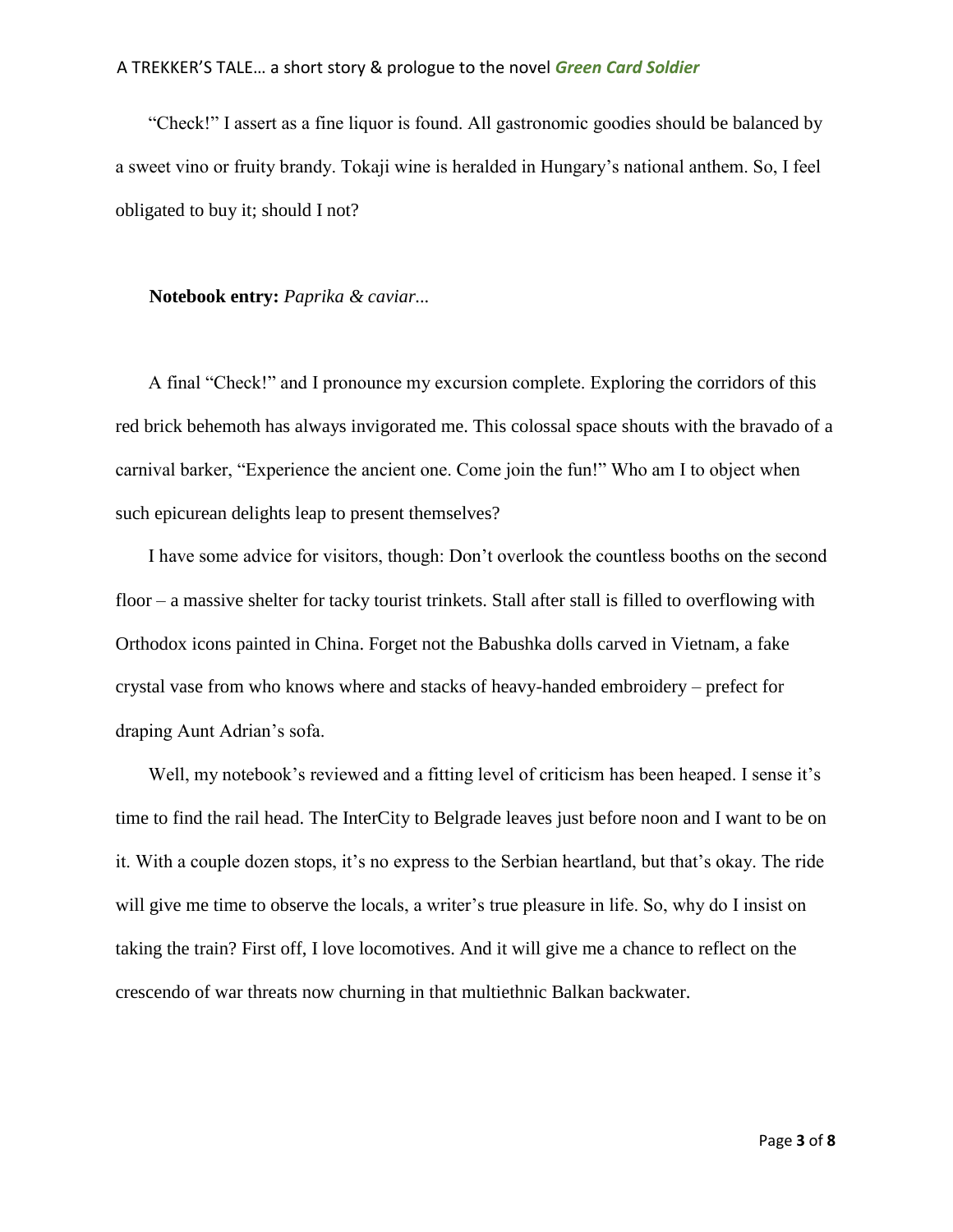"Check!" I assert as a fine liquor is found. All gastronomic goodies should be balanced by a sweet vino or fruity brandy. Tokaji wine is heralded in Hungary's national anthem. So, I feel obligated to buy it; should I not?

**Notebook entry:** *Paprika & caviar...*

A final "Check!" and I pronounce my excursion complete. Exploring the corridors of this red brick behemoth has always invigorated me. This colossal space shouts with the bravado of a carnival barker, "Experience the ancient one. Come join the fun!" Who am I to object when such epicurean delights leap to present themselves?

I have some advice for visitors, though: Don't overlook the countless booths on the second floor – a massive shelter for tacky tourist trinkets. Stall after stall is filled to overflowing with Orthodox icons painted in China. Forget not the Babushka dolls carved in Vietnam, a fake crystal vase from who knows where and stacks of heavy-handed embroidery – prefect for draping Aunt Adrian's sofa.

Well, my notebook's reviewed and a fitting level of criticism has been heaped. I sense it's time to find the rail head. The InterCity to Belgrade leaves just before noon and I want to be on it. With a couple dozen stops, it's no express to the Serbian heartland, but that's okay. The ride will give me time to observe the locals, a writer's true pleasure in life. So, why do I insist on taking the train? First off, I love locomotives. And it will give me a chance to reflect on the crescendo of war threats now churning in that multiethnic Balkan backwater.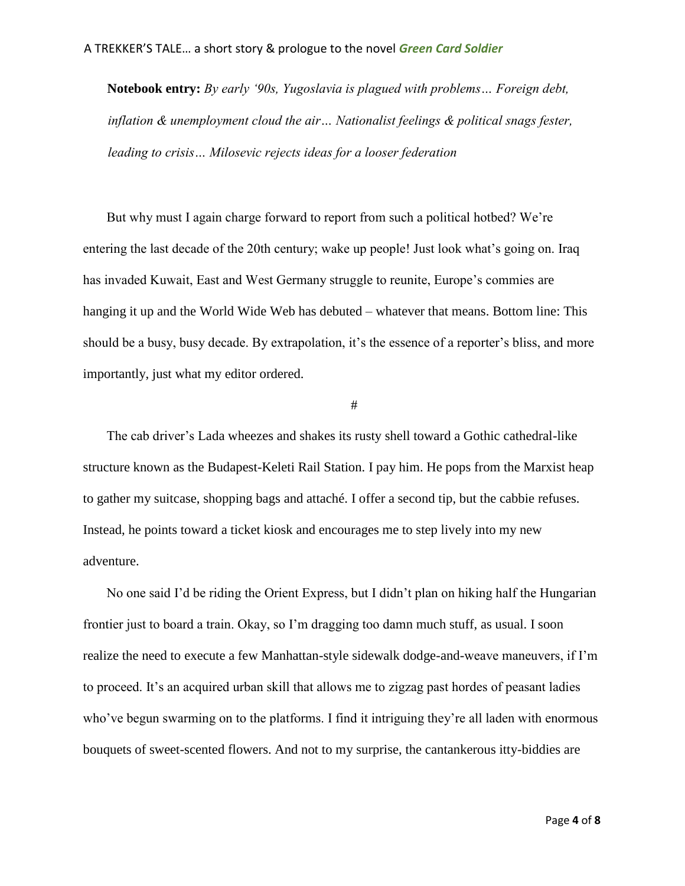**Notebook entry:** *By early '90s, Yugoslavia is plagued with problems… Foreign debt, inflation & unemployment cloud the air… Nationalist feelings & political snags fester, leading to crisis… Milosevic rejects ideas for a looser federation*

But why must I again charge forward to report from such a political hotbed? We're entering the last decade of the 20th century; wake up people! Just look what's going on. Iraq has invaded Kuwait, East and West Germany struggle to reunite, Europe's commies are hanging it up and the World Wide Web has debuted – whatever that means. Bottom line: This should be a busy, busy decade. By extrapolation, it's the essence of a reporter's bliss, and more importantly, just what my editor ordered.

#

The cab driver's Lada wheezes and shakes its rusty shell toward a Gothic cathedral-like structure known as the Budapest-Keleti Rail Station. I pay him. He pops from the Marxist heap to gather my suitcase, shopping bags and attaché. I offer a second tip, but the cabbie refuses. Instead, he points toward a ticket kiosk and encourages me to step lively into my new adventure.

No one said I'd be riding the Orient Express, but I didn't plan on hiking half the Hungarian frontier just to board a train. Okay, so I'm dragging too damn much stuff, as usual. I soon realize the need to execute a few Manhattan-style sidewalk dodge-and-weave maneuvers, if I'm to proceed. It's an acquired urban skill that allows me to zigzag past hordes of peasant ladies who've begun swarming on to the platforms. I find it intriguing they're all laden with enormous bouquets of sweet-scented flowers. And not to my surprise, the cantankerous itty-biddies are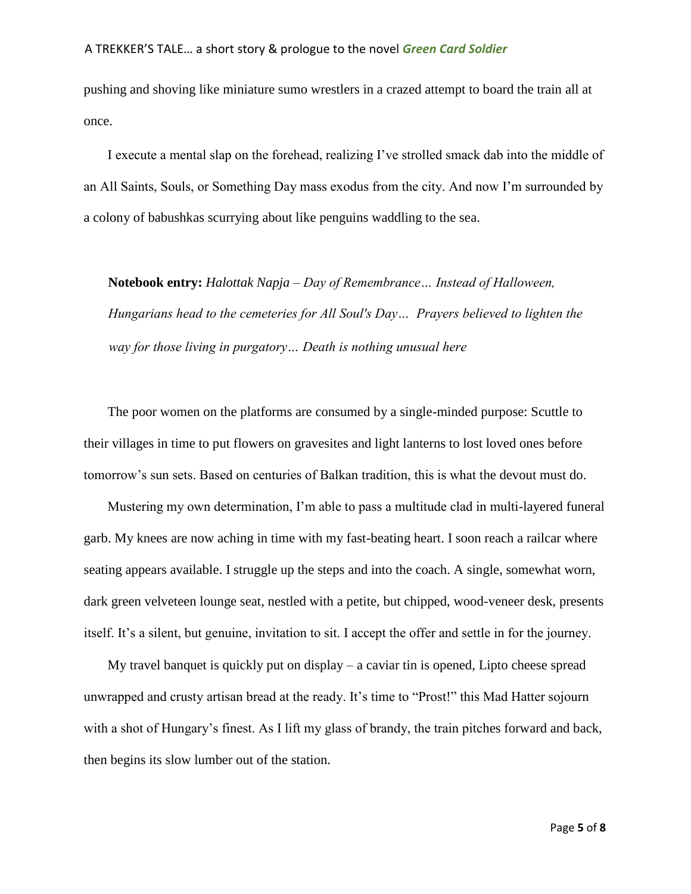pushing and shoving like miniature sumo wrestlers in a crazed attempt to board the train all at once.

I execute a mental slap on the forehead, realizing I've strolled smack dab into the middle of an All Saints, Souls, or Something Day mass exodus from the city. And now I'm surrounded by a colony of babushkas scurrying about like penguins waddling to the sea.

**Notebook entry:** *Halottak Napja – Day of Remembrance… Instead of Halloween, Hungarians head to the cemeteries for All Soul's Day… Prayers believed to lighten the way for those living in purgatory… Death is nothing unusual here*

The poor women on the platforms are consumed by a single-minded purpose: Scuttle to their villages in time to put flowers on gravesites and light lanterns to lost loved ones before tomorrow's sun sets. Based on centuries of Balkan tradition, this is what the devout must do.

Mustering my own determination, I'm able to pass a multitude clad in multi-layered funeral garb. My knees are now aching in time with my fast-beating heart. I soon reach a railcar where seating appears available. I struggle up the steps and into the coach. A single, somewhat worn, dark green velveteen lounge seat, nestled with a petite, but chipped, wood-veneer desk, presents itself. It's a silent, but genuine, invitation to sit. I accept the offer and settle in for the journey.

My travel banquet is quickly put on display – a caviar tin is opened, Lipto cheese spread unwrapped and crusty artisan bread at the ready. It's time to "Prost!" this Mad Hatter sojourn with a shot of Hungary's finest. As I lift my glass of brandy, the train pitches forward and back, then begins its slow lumber out of the station.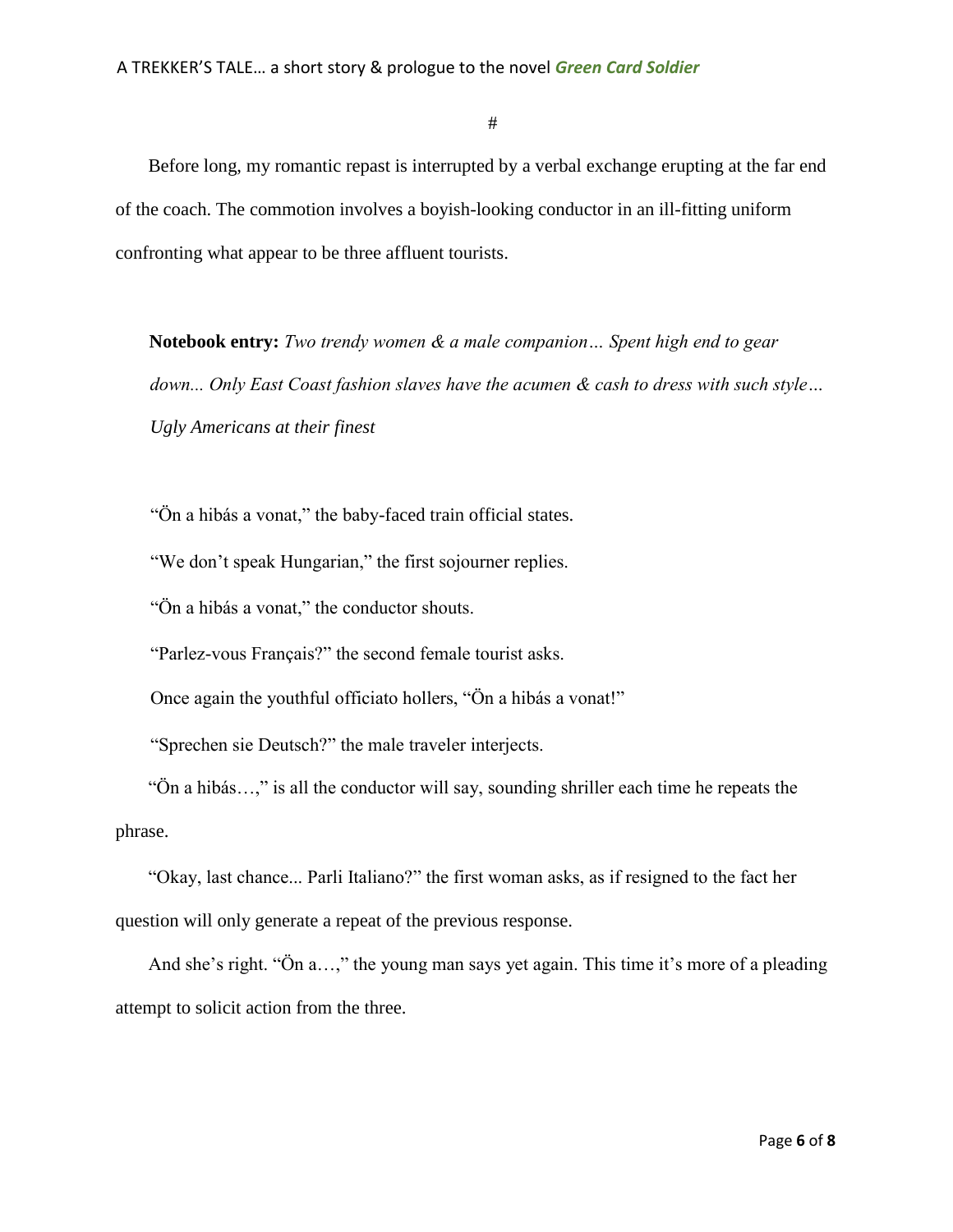#

Before long, my romantic repast is interrupted by a verbal exchange erupting at the far end of the coach. The commotion involves a boyish-looking conductor in an ill-fitting uniform confronting what appear to be three affluent tourists.

**Notebook entry:** *Two trendy women & a male companion… Spent high end to gear down... Only East Coast fashion slaves have the acumen & cash to dress with such style… Ugly Americans at their finest*

"Ön a hibás a vonat," the baby-faced train official states.

"We don't speak Hungarian," the first sojourner replies.

"Ön a hibás a vonat," the conductor shouts.

"Parlez-vous Français?" the second female tourist asks.

Once again the youthful officiato hollers, "Ön a hibás a vonat!"

"Sprechen sie Deutsch?" the male traveler interjects.

"Ön a hibás…," is all the conductor will say, sounding shriller each time he repeats the phrase.

"Okay, last chance... Parli Italiano?" the first woman asks, as if resigned to the fact her question will only generate a repeat of the previous response.

And she's right. "Ön a…," the young man says yet again. This time it's more of a pleading attempt to solicit action from the three.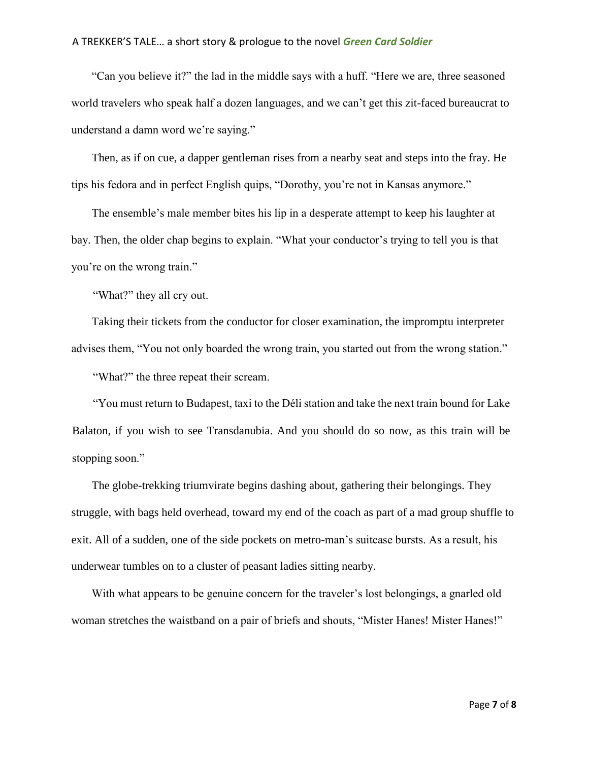"Can you believe it?" the lad in the middle says with a huff. "Here we are, three seasoned world travelers who speak half a dozen languages, and we can't get this zit-faced bureaucrat to understand a damn word we're saying."

Then, as if on cue, a dapper gentleman rises from a nearby seat and steps into the fray. He tips his fedora and in perfect English quips, "Dorothy, you're not in Kansas anymore."

The ensemble's male member bites his lip in a desperate attempt to keep his laughter at bay. Then, the older chap begins to explain. "What your conductor's trying to tell you is that you're on the wrong train."

"What?" they all cry out.

Taking their tickets from the conductor for closer examination, the impromptu interpreter advises them, "You not only boarded the wrong train, you started out from the wrong station."

"What?" the three repeat their scream.

"You must return to Budapest, taxi to the Déli station and take the next train bound for Lake Balaton, if you wish to see Transdanubia. And you should do so now, as this train will be stopping soon."

The globe-trekking triumvirate begins dashing about, gathering their belongings. They struggle, with bags held overhead, toward my end of the coach as part of a mad group shuffle to exit. All of a sudden, one of the side pockets on metro-man's suitcase bursts. As a result, his underwear tumbles on to a cluster of peasant ladies sitting nearby.

With what appears to be genuine concern for the traveler's lost belongings, a gnarled old woman stretches the waistband on a pair of briefs and shouts, "Mister Hanes! Mister Hanes!"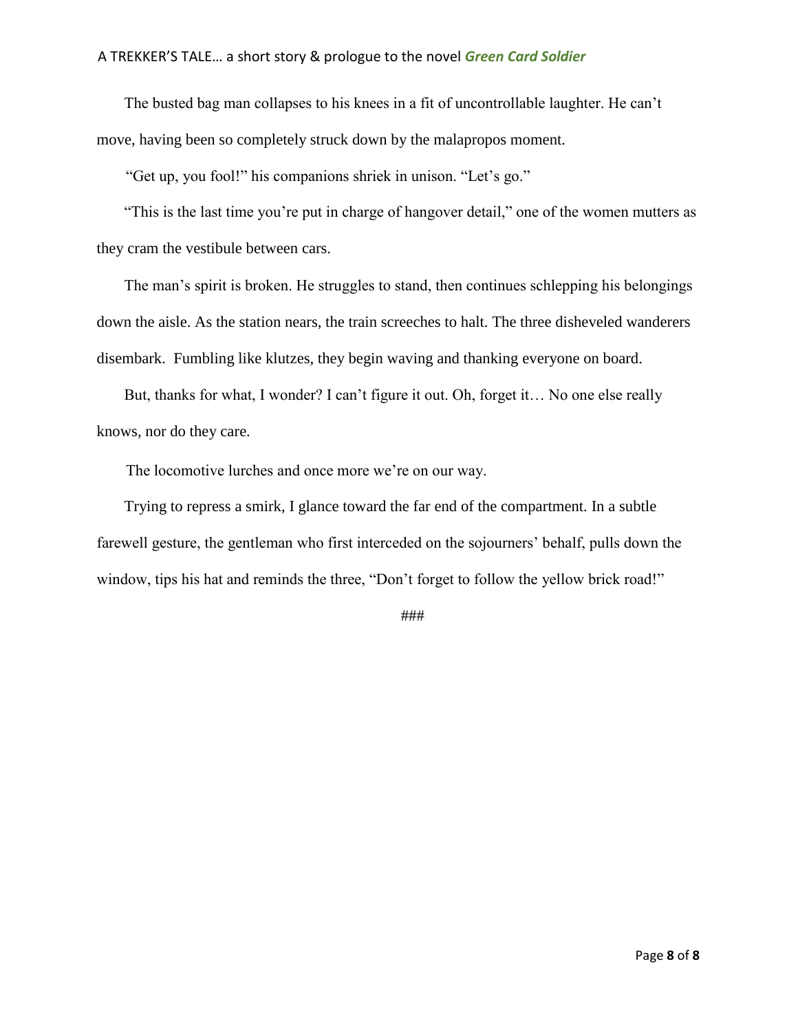The busted bag man collapses to his knees in a fit of uncontrollable laughter. He can't move, having been so completely struck down by the malapropos moment.

"Get up, you fool!" his companions shriek in unison. "Let's go."

"This is the last time you're put in charge of hangover detail," one of the women mutters as they cram the vestibule between cars.

The man's spirit is broken. He struggles to stand, then continues schlepping his belongings down the aisle. As the station nears, the train screeches to halt. The three disheveled wanderers disembark.  Fumbling like klutzes, they begin waving and thanking everyone on board.

But, thanks for what, I wonder? I can't figure it out. Oh, forget it… No one else really knows, nor do they care.

The locomotive lurches and once more we're on our way.

Trying to repress a smirk, I glance toward the far end of the compartment. In a subtle farewell gesture, the gentleman who first interceded on the sojourners' behalf, pulls down the window, tips his hat and reminds the three, "Don't forget to follow the yellow brick road!"

###